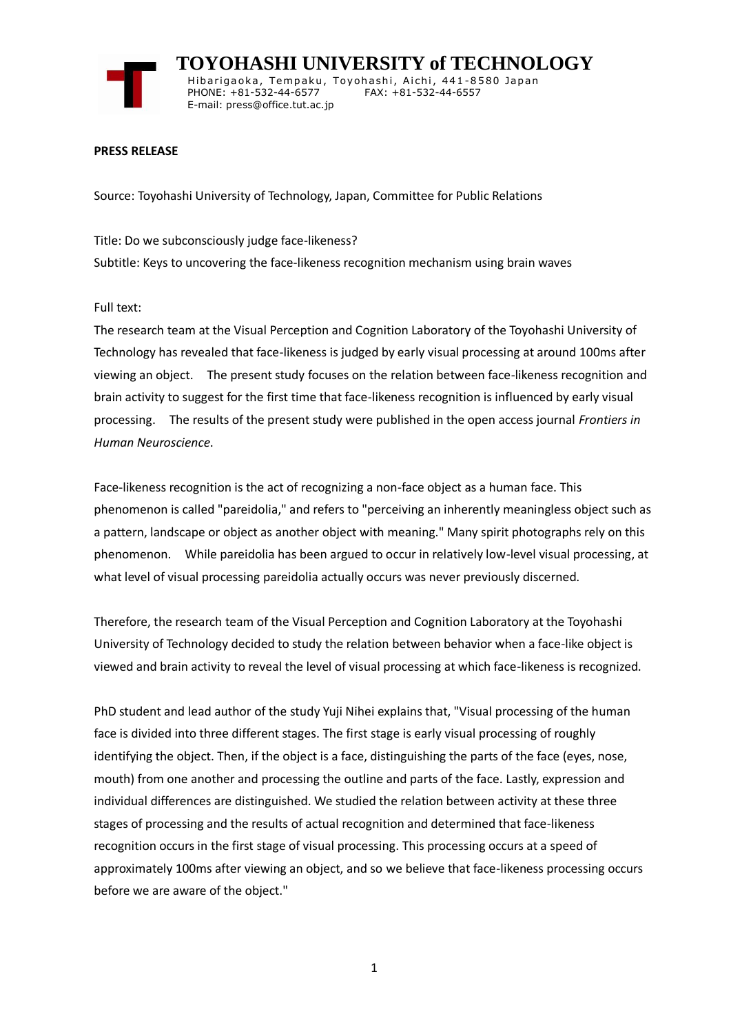# TOYOHASHI UNIVERSITY of TECHNOLOGY

Hibarigaoka, Tempaku, Toyohashi, Aichi, 441-8580 Japan
PHONE: +81-532-44-6577 FAX: +81-532-44-6557
E-mail: press@office.tut.ac.jp

**PRESS RELEASE**

Source: Toyohashi University of Technology, Japan, Committee for Public Relations

Title: Do we subconsciously judge face-likeness?
Subtitle: Keys to uncovering the face-likeness recognition mechanism using brain waves

Full text:
The research team at the Visual Perception and Cognition Laboratory of the Toyohashi University of Technology has revealed that face-likeness is judged by early visual processing at around 100ms after viewing an object. The present study focuses on the relation between face-likeness recognition and brain activity to suggest for the first time that face-likeness recognition is influenced by early visual processing. The results of the present study were published in the open access journal *Frontiers in Human Neuroscience*.

Face-likeness recognition is the act of recognizing a non-face object as a human face. This phenomenon is called "pareidolia," and refers to "perceiving an inherently meaningless object such as a pattern, landscape or object as another object with meaning." Many spirit photographs rely on this phenomenon. While pareidolia has been argued to occur in relatively low-level visual processing, at what level of visual processing pareidolia actually occurs was never previously discerned.

Therefore, the research team of the Visual Perception and Cognition Laboratory at the Toyohashi University of Technology decided to study the relation between behavior when a face-like object is viewed and brain activity to reveal the level of visual processing at which face-likeness is recognized.

PhD student and lead author of the study Yuji Nihei explains that, "Visual processing of the human face is divided into three different stages. The first stage is early visual processing of roughly identifying the object. Then, if the object is a face, distinguishing the parts of the face (eyes, nose, mouth) from one another and processing the outline and parts of the face. Lastly, expression and individual differences are distinguished. We studied the relation between activity at these three stages of processing and the results of actual recognition and determined that face-likeness recognition occurs in the first stage of visual processing. This processing occurs at a speed of approximately 100ms after viewing an object, and so we believe that face-likeness processing occurs before we are aware of the object."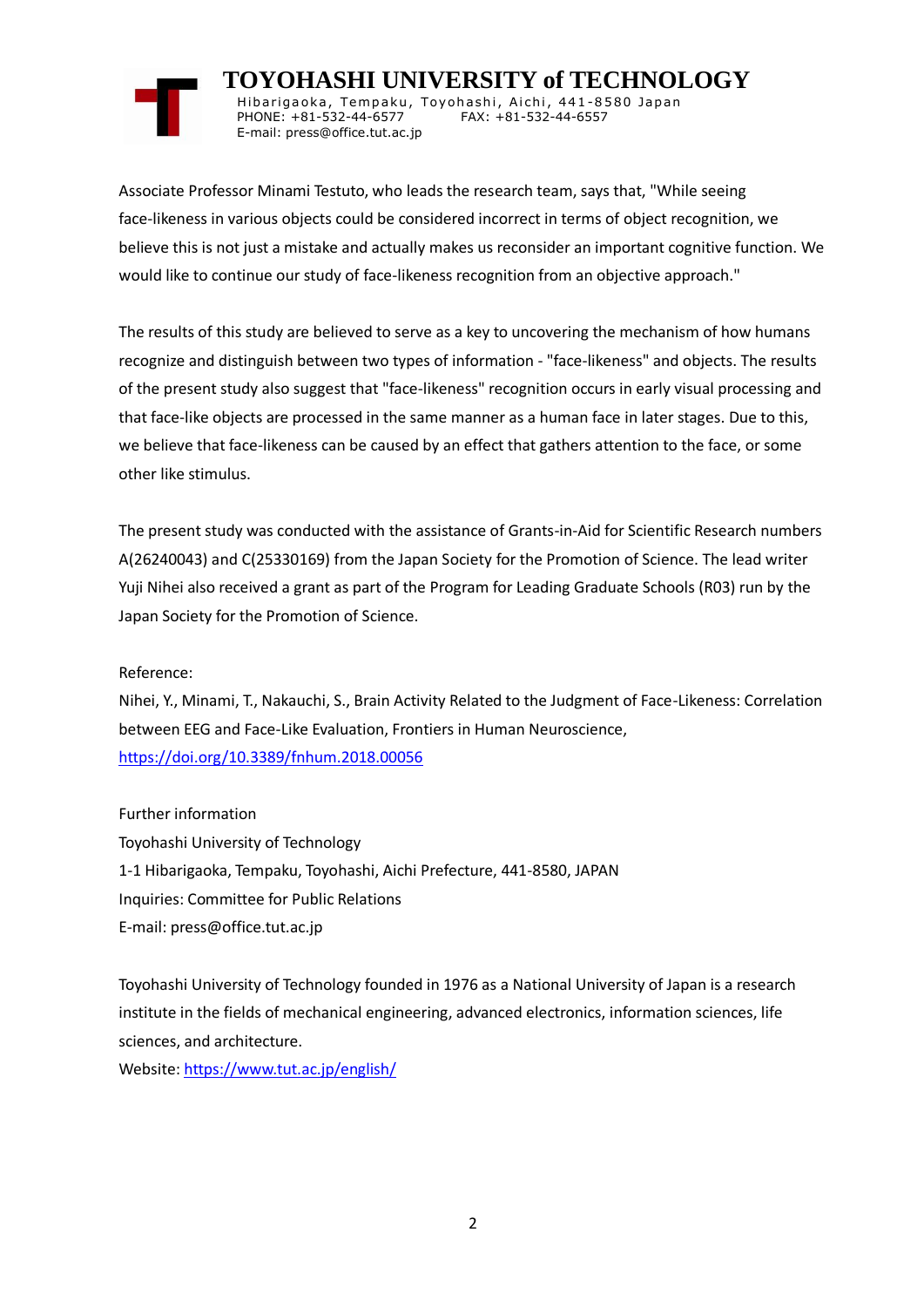Associate Professor Minami Testuto, who leads the research team, says that, "While seeing face-likeness in various objects could be considered incorrect in terms of object recognition, we believe this is not just a mistake and actually makes us reconsider an important cognitive function. We would like to continue our study of face-likeness recognition from an objective approach."

The results of this study are believed to serve as a key to uncovering the mechanism of how humans recognize and distinguish between two types of information - "face-likeness" and objects. The results of the present study also suggest that "face-likeness" recognition occurs in early visual processing and that face-like objects are processed in the same manner as a human face in later stages. Due to this, we believe that face-likeness can be caused by an effect that gathers attention to the face, or some other like stimulus.

The present study was conducted with the assistance of Grants-in-Aid for Scientific Research numbers A(26240043) and C(25330169) from the Japan Society for the Promotion of Science. The lead writer Yuji Nihei also received a grant as part of the Program for Leading Graduate Schools (R03) run by the Japan Society for the Promotion of Science.

Reference:

Nihei, Y., Minami, T., Nakauchi, S., Brain Activity Related to the Judgment of Face-Likeness: Correlation between EEG and Face-Like Evaluation, Frontiers in Human Neuroscience, https://doi.org/10.3389/fnhum.2018.00056

Further information

Toyohashi University of Technology

1-1 Hibarigaoka, Tempaku, Toyohashi, Aichi Prefecture, 441-8580, JAPAN

Inquiries: Committee for Public Relations

E-mail: press@office.tut.ac.jp

Toyohashi University of Technology founded in 1976 as a National University of Japan is a research institute in the fields of mechanical engineering, advanced electronics, information sciences, life sciences, and architecture.

Website: https://www.tut.ac.jp/english/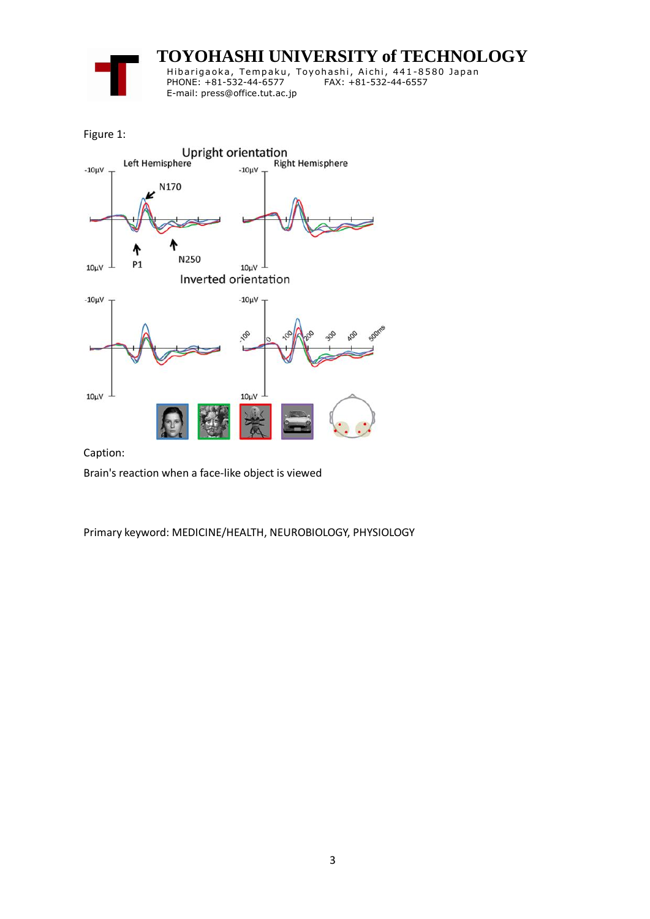Figure 1:

Upright orientation

Left Hemisphere

Right Hemisphere

-10μV

10μV

N170

P1

N250

Inverted orientation

-100

0

100

200

300

400

500ms

Caption:

Brain's reaction when a face-like object is viewed

Primary keyword: MEDICINE/HEALTH, NEUROBIOLOGY, PHYSIOLOGY